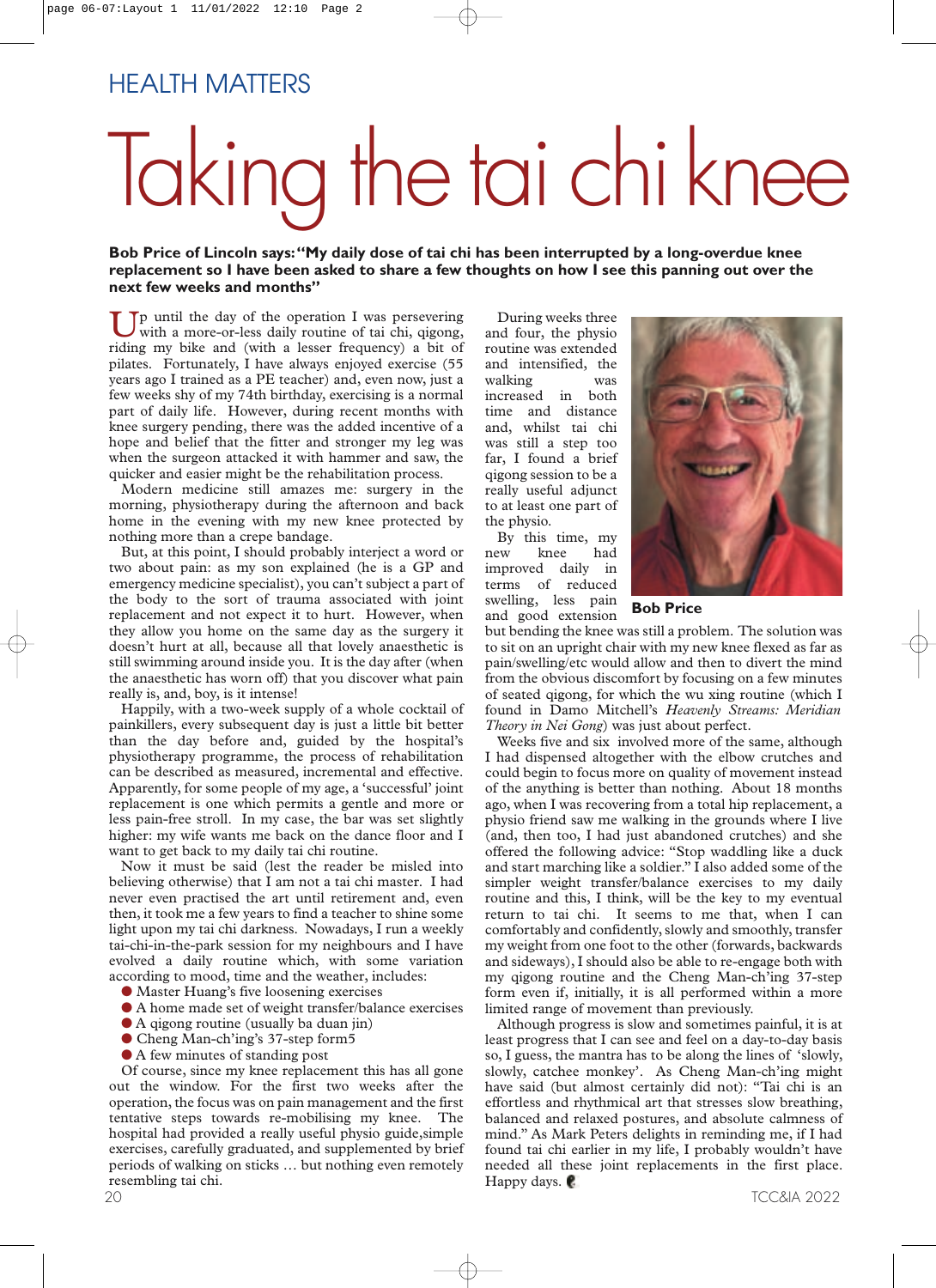HEALTH MATTERS

# Taking the tai chi knee

**Bob Price of Lincoln says: "My daily dose of tai chi has been interrupted by a long-overdue knee replacement so I have been asked to share a few thoughts on how I see this panning out over the next few weeks and months"**

Up until the day of the operation I was persevering with a more-or-less daily routine of tai chi, qigong, riding my bike and (with a lesser frequency) a bit of pilates. Fortunately, I have always enjoyed exercise (55 years ago I trained as a PE teacher) and, even now, just a few weeks shy of my 74th birthday, exercising is a normal part of daily life. However, during recent months with knee surgery pending, there was the added incentive of a hope and belief that the fitter and stronger my leg was when the surgeon attacked it with hammer and saw, the quicker and easier might be the rehabilitation process.

Modern medicine still amazes me: surgery in the morning, physiotherapy during the afternoon and back home in the evening with my new knee protected by nothing more than a crepe bandage.

But, at this point, I should probably interject a word or two about pain: as my son explained (he is a GP and emergency medicine specialist), you can't subject a part of the body to the sort of trauma associated with joint replacement and not expect it to hurt. However, when they allow you home on the same day as the surgery it doesn't hurt at all, because all that lovely anaesthetic is still swimming around inside you. It is the day after (when the anaesthetic has worn off) that you discover what pain really is, and, boy, is it intense!

Happily, with a two-week supply of a whole cocktail of painkillers, every subsequent day is just a little bit better than the day before and, guided by the hospital's physiotherapy programme, the process of rehabilitation can be described as measured, incremental and effective. Apparently, for some people of my age, a 'successful' joint replacement is one which permits a gentle and more or less pain-free stroll. In my case, the bar was set slightly higher: my wife wants me back on the dance floor and I want to get back to my daily tai chi routine.

Now it must be said (lest the reader be misled into believing otherwise) that I am not a tai chi master. I had never even practised the art until retirement and, even then, it took me a few years to find a teacher to shine some light upon my tai chi darkness. Nowadays, I run a weekly tai-chi-in-the-park session for my neighbours and I have evolved a daily routine which, with some variation according to mood, time and the weather, includes:

- Master Huang's five loosening exercises
- A home made set of weight transfer/balance exercises
- A qigong routine (usually ba duan jin)
- Cheng Man-ch'ing's 37-step form5
- A few minutes of standing post

Of course, since my knee replacement this has all gone out the window. For the first two weeks after the operation, the focus was on pain management and the first tentative steps towards re-mobilising my knee. The hospital had provided a really useful physio guide,simple exercises, carefully graduated, and supplemented by brief periods of walking on sticks … but nothing even remotely resembling tai chi.

During weeks three and four, the physio routine was extended and intensified, the walking was increased in both time and distance and, whilst tai chi was still a step too far, I found a brief qigong session to be a really useful adjunct to at least one part of the physio.

By this time, my new knee had improved daily in terms of reduced swelling, less pain and good extension but bending the knee was still a problem. The solution was to sit on an upright chair with my new knee flexed as far as pain/swelling/etc would allow and then to divert the mind from the obvious discomfort by focusing on a few minutes of seated qigong, for which the wu xing routine (which I found in Damo Mitchell's *Heavenly Streams: Meridian Theory in Nei Gong*) was just about perfect.

**Bob Price**

Weeks five and six involved more of the same, although I had dispensed altogether with the elbow crutches and could begin to focus more on quality of movement instead of the anything is better than nothing. About 18 months ago, when I was recovering from a total hip replacement, a physio friend saw me walking in the grounds where I live (and, then too, I had just abandoned crutches) and she offered the following advice: "Stop waddling like a duck and start marching like a soldier." I also added some of the simpler weight transfer/balance exercises to my daily routine and this, I think, will be the key to my eventual return to tai chi. It seems to me that, when I can comfortably and confidently, slowly and smoothly, transfer my weight from one foot to the other (forwards, backwards and sideways), I should also be able to re-engage both with my qigong routine and the Cheng Man-ch'ing 37-step form even if, initially, it is all performed within a more limited range of movement than previously.

Although progress is slow and sometimes painful, it is at least progress that I can see and feel on a day-to-day basis so, I guess, the mantra has to be along the lines of 'slowly, slowly, catchee monkey'. As Cheng Man-ch'ing might have said (but almost certainly did not): "Tai chi is an effortless and rhythmical art that stresses slow breathing, balanced and relaxed postures, and absolute calmness of mind." As Mark Peters delights in reminding me, if I had found tai chi earlier in my life, I probably wouldn't have needed all these joint replacements in the first place. Happy days.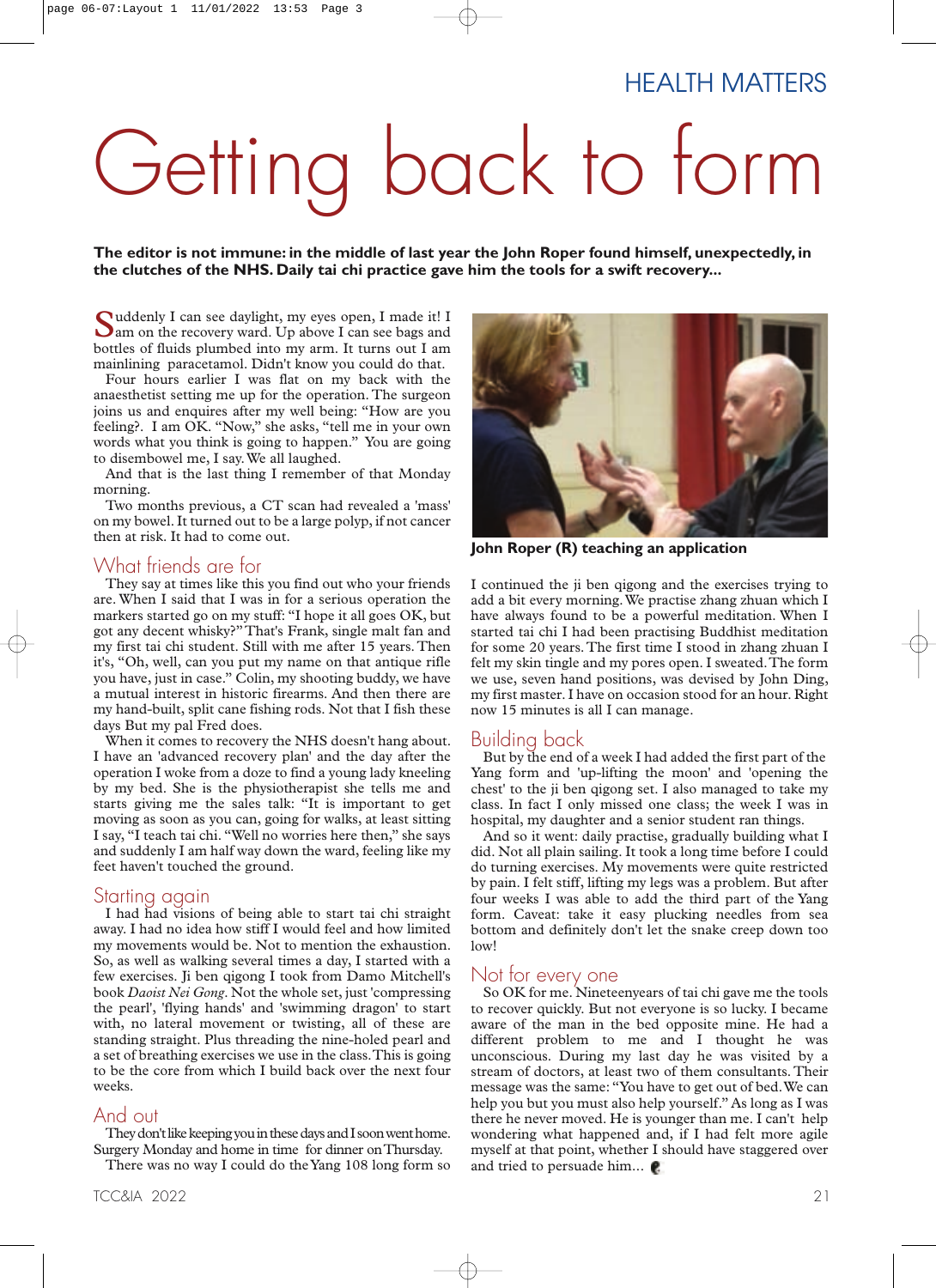HEALTH MATTERS

# Getting back to form

**The editor is not immune: in the middle of last year the John Roper found himself, unexpectedly, in the clutches of the NHS. Daily tai chi practice gave him the tools for a swift recovery...**

Suddenly I can see daylight, my eyes open, I made it! I am on the recovery ward. Up above I can see bags and bottles of fluids plumbed into my arm. It turns out I am mainlining paracetamol. Didn't know you could do that.

Four hours earlier I was flat on my back with the anaesthetist setting me up for the operation. The surgeon joins us and enquires after my well being: "How are you feeling?. I am OK. "Now," she asks, "tell me in your own words what you think is going to happen." You are going to disembowel me, I say. We all laughed.

And that is the last thing I remember of that Monday morning.

Two months previous, a CT scan had revealed a 'mass' on my bowel. It turned out to be a large polyp, if not cancer then at risk. It had to come out.

## What friends are for

They say at times like this you find out who your friends are. When I said that I was in for a serious operation the markers started go on my stuff: "I hope it all goes OK, but got any decent whisky?" That's Frank, single malt fan and my first tai chi student. Still with me after 15 years. Then it's, "Oh, well, can you put my name on that antique rifle you have, just in case." Colin, my shooting buddy, we have a mutual interest in historic firearms. And then there are my hand-built, split cane fishing rods. Not that I fish these days But my pal Fred does.

When it comes to recovery the NHS doesn't hang about. I have an 'advanced recovery plan' and the day after the operation I woke from a doze to find a young lady kneeling by my bed. She is the physiotherapist she tells me and starts giving me the sales talk: "It is important to get moving as soon as you can, going for walks, at least sitting I say, "I teach tai chi. "Well no worries here then," she says and suddenly I am half way down the ward, feeling like my feet haven't touched the ground.

## Starting again

I had had visions of being able to start tai chi straight away. I had no idea how stiff I would feel and how limited my movements would be. Not to mention the exhaustion. So, as well as walking several times a day, I started with a few exercises. Ji ben qigong I took from Damo Mitchell's book *Daoist Nei Gong*. Not the whole set, just 'compressing the pearl', 'flying hands' and 'swimming dragon' to start with, no lateral movement or twisting, all of these are standing straight. Plus threading the nine-holed pearl and a set of breathing exercises we use in the class. This is going to be the core from which I build back over the next four weeks.

## And out

They don't like keeping you in these days and I soon went home. Surgery Monday and home in time for dinner on Thursday.

There was no way I could do the Yang 108 long form so I continued the ji ben qigong and the exercises trying to add a bit every morning. We practise zhang zhuan which I have always found to be a powerful meditation. When I started tai chi I had been practising Buddhist meditation for some 20 years. The first time I stood in zhang zhuan I felt my skin tingle and my pores open. I sweated. The form we use, seven hand positions, was devised by John Ding, my first master. I have on occasion stood for an hour. Right now 15 minutes is all I can manage.

John Roper (R) teaching an application

## Building back

But by the end of a week I had added the first part of the Yang form and 'up-lifting the moon' and 'opening the chest' to the ji ben qigong set. I also managed to take my class. In fact I only missed one class; the week I was in hospital, my daughter and a senior student ran things.

And so it went: daily practise, gradually building what I did. Not all plain sailing. It took a long time before I could do turning exercises. My movements were quite restricted by pain. I felt stiff, lifting my legs was a problem. But after four weeks I was able to add the third part of the Yang form. Caveat: take it easy plucking needles from sea bottom and definitely don't let the snake creep down too low!

## Not for every one

So OK for me. Nineteenyears of tai chi gave me the tools to recover quickly. But not everyone is so lucky. I became aware of the man in the bed opposite mine. He had a different problem to me and I thought he was unconscious. During my last day he was visited by a stream of doctors, at least two of them consultants. Their message was the same: "You have to get out of bed. We can help you but you must also help yourself." As long as I was there he never moved. He is younger than me. I can't help wondering what happened and, if I had felt more agile myself at that point, whether I should have staggered over and tried to persuade him...